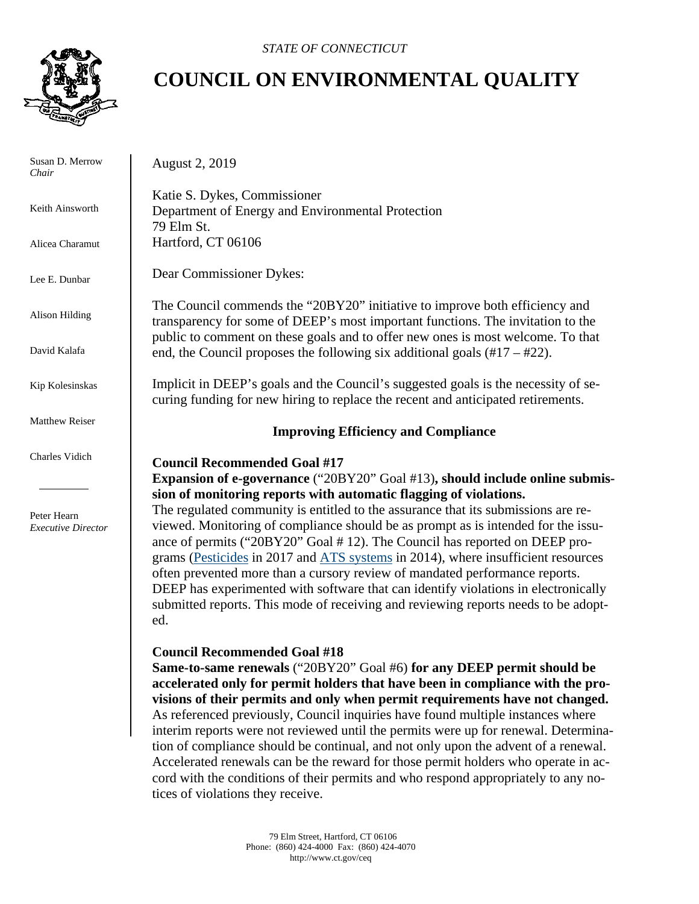*STATE OF CONNECTICUT*

# COUNCIL ON ENVIRONMENTAL QUALITY

Susan D. Merrow
*Chair*

Keith Ainsworth

Alicea Charamut

Lee E. Dunbar

Alison Hilding

David Kalafa

Kip Kolesinskas

Matthew Reiser

Charles Vidich

Peter Hearn
*Executive Director*

August 2, 2019

Katie S. Dykes, Commissioner
Department of Energy and Environmental Protection
79 Elm St.
Hartford, CT 06106

Dear Commissioner Dykes:

The Council commends the "20BY20" initiative to improve both efficiency and transparency for some of DEEP's most important functions. The invitation to the public to comment on these goals and to offer new ones is most welcome. To that end, the Council proposes the following six additional goals (#17 – #22).

Implicit in DEEP's goals and the Council's suggested goals is the necessity of securing funding for new hiring to replace the recent and anticipated retirements.

## Improving Efficiency and Compliance

**Council Recommended Goal #17**

**Expansion of e-governance** ("20BY20" Goal #13)**, should include online submission of monitoring reports with automatic flagging of violations.**

The regulated community is entitled to the assurance that its submissions are reviewed. Monitoring of compliance should be as prompt as is intended for the issuance of permits ("20BY20" Goal # 12). The Council has reported on DEEP programs (Pesticides in 2017 and ATS systems in 2014), where insufficient resources often prevented more than a cursory review of mandated performance reports. DEEP has experimented with software that can identify violations in electronically submitted reports. This mode of receiving and reviewing reports needs to be adopted.

**Council Recommended Goal #18**

**Same-to-same renewals** ("20BY20" Goal #6) **for any DEEP permit should be accelerated only for permit holders that have been in compliance with the provisions of their permits and only when permit requirements have not changed.**

As referenced previously, Council inquiries have found multiple instances where interim reports were not reviewed until the permits were up for renewal. Determination of compliance should be continual, and not only upon the advent of a renewal. Accelerated renewals can be the reward for those permit holders who operate in accord with the conditions of their permits and who respond appropriately to any notices of violations they receive.

79 Elm Street, Hartford, CT 06106
Phone: (860) 424-4000 Fax: (860) 424-4070
http://www.ct.gov/ceq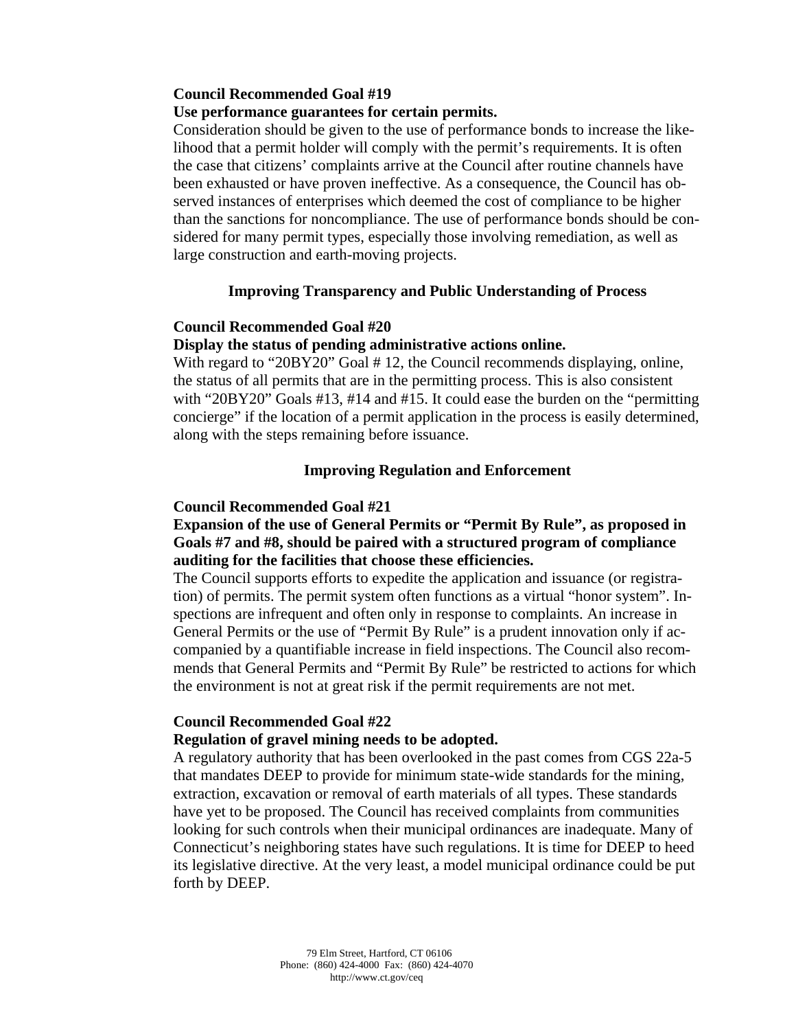**Council Recommended Goal #19**

**Use performance guarantees for certain permits.**

Consideration should be given to the use of performance bonds to increase the likelihood that a permit holder will comply with the permit's requirements. It is often the case that citizens' complaints arrive at the Council after routine channels have been exhausted or have proven ineffective. As a consequence, the Council has observed instances of enterprises which deemed the cost of compliance to be higher than the sanctions for noncompliance. The use of performance bonds should be considered for many permit types, especially those involving remediation, as well as large construction and earth-moving projects.

### Improving Transparency and Public Understanding of Process

**Council Recommended Goal #20**

**Display the status of pending administrative actions online.**

With regard to "20BY20" Goal # 12, the Council recommends displaying, online, the status of all permits that are in the permitting process. This is also consistent with "20BY20" Goals #13, #14 and #15. It could ease the burden on the "permitting concierge" if the location of a permit application in the process is easily determined, along with the steps remaining before issuance.

### Improving Regulation and Enforcement

**Council Recommended Goal #21**

**Expansion of the use of General Permits or "Permit By Rule", as proposed in Goals #7 and #8, should be paired with a structured program of compliance auditing for the facilities that choose these efficiencies.**

The Council supports efforts to expedite the application and issuance (or registration) of permits. The permit system often functions as a virtual "honor system". Inspections are infrequent and often only in response to complaints. An increase in General Permits or the use of "Permit By Rule" is a prudent innovation only if accompanied by a quantifiable increase in field inspections. The Council also recommends that General Permits and "Permit By Rule" be restricted to actions for which the environment is not at great risk if the permit requirements are not met.

**Council Recommended Goal #22**

**Regulation of gravel mining needs to be adopted.**

A regulatory authority that has been overlooked in the past comes from CGS 22a-5 that mandates DEEP to provide for minimum state-wide standards for the mining, extraction, excavation or removal of earth materials of all types. These standards have yet to be proposed. The Council has received complaints from communities looking for such controls when their municipal ordinances are inadequate. Many of Connecticut's neighboring states have such regulations. It is time for DEEP to heed its legislative directive. At the very least, a model municipal ordinance could be put forth by DEEP.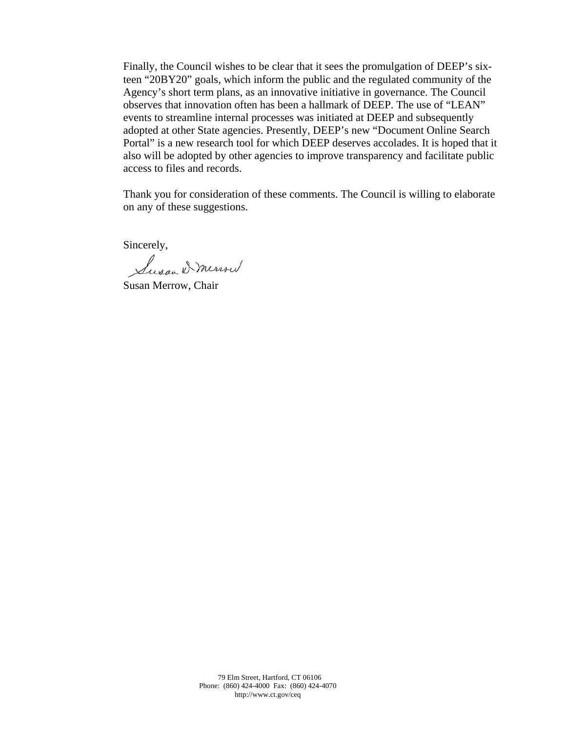Finally, the Council wishes to be clear that it sees the promulgation of DEEP's sixteen "20BY20" goals, which inform the public and the regulated community of the Agency's short term plans, as an innovative initiative in governance. The Council observes that innovation often has been a hallmark of DEEP. The use of "LEAN" events to streamline internal processes was initiated at DEEP and subsequently adopted at other State agencies. Presently, DEEP's new "Document Online Search Portal" is a new research tool for which DEEP deserves accolades. It is hoped that it also will be adopted by other agencies to improve transparency and facilitate public access to files and records.

Thank you for consideration of these comments. The Council is willing to elaborate on any of these suggestions.

Sincerely,

Susan D Merrow

Susan Merrow, Chair

79 Elm Street, Hartford, CT 06106
Phone: (860) 424-4000 Fax: (860) 424-4070
http://www.ct.gov/ceq